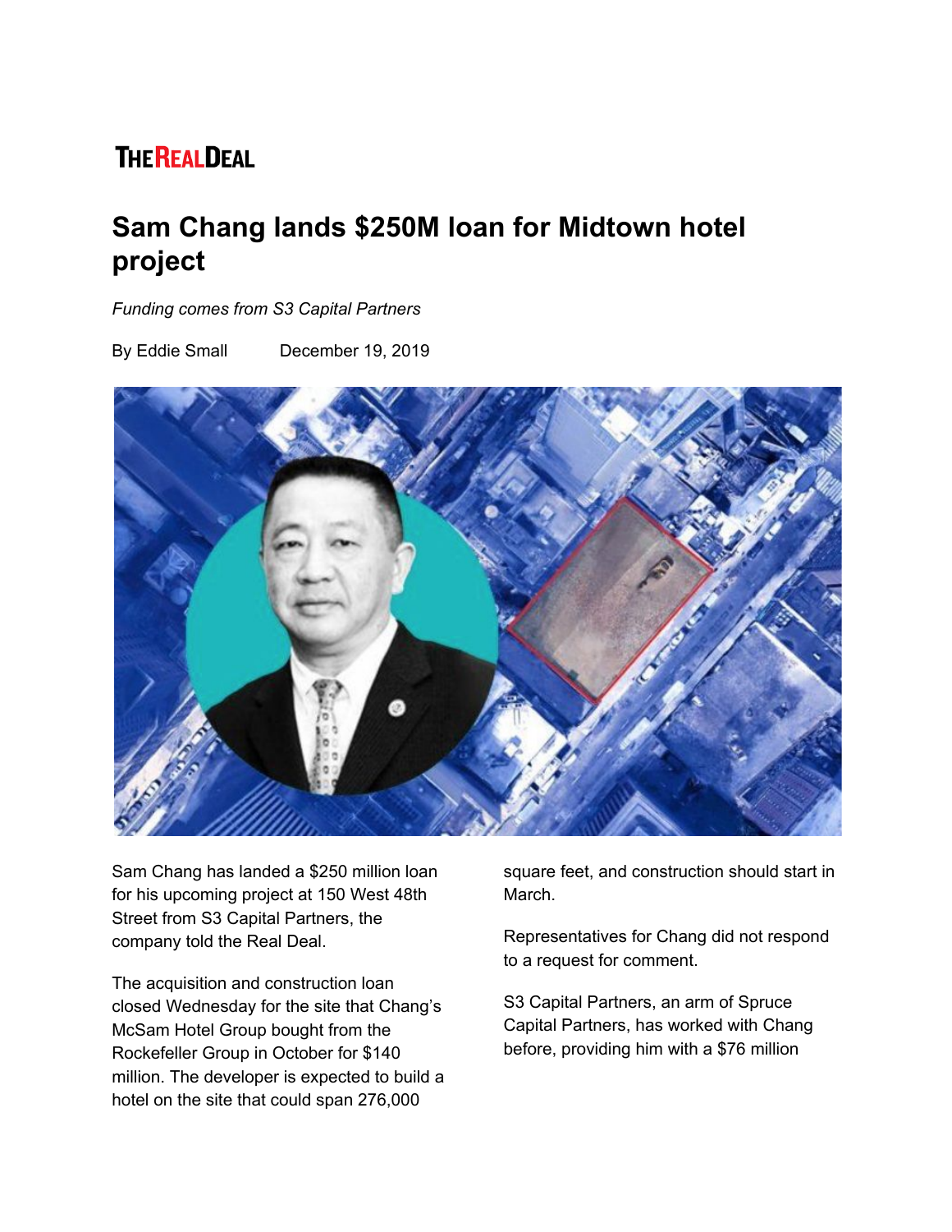THE REAL DEAL

# Sam Chang lands $250M loan for Midtown hotel project

*Funding comes from S3 Capital Partners*

By Eddie Small December 19, 2019

Sam Chang has landed a $250 million loan for his upcoming project at 150 West 48th Street from S3 Capital Partners, the company told the Real Deal.

The acquisition and construction loan closed Wednesday for the site that Chang's McSam Hotel Group bought from the Rockefeller Group in October for $140 million. The developer is expected to build a hotel on the site that could span 276,000 square feet, and construction should start in March.

Representatives for Chang did not respond to a request for comment.

S3 Capital Partners, an arm of Spruce Capital Partners, has worked with Chang before, providing him with a $76 million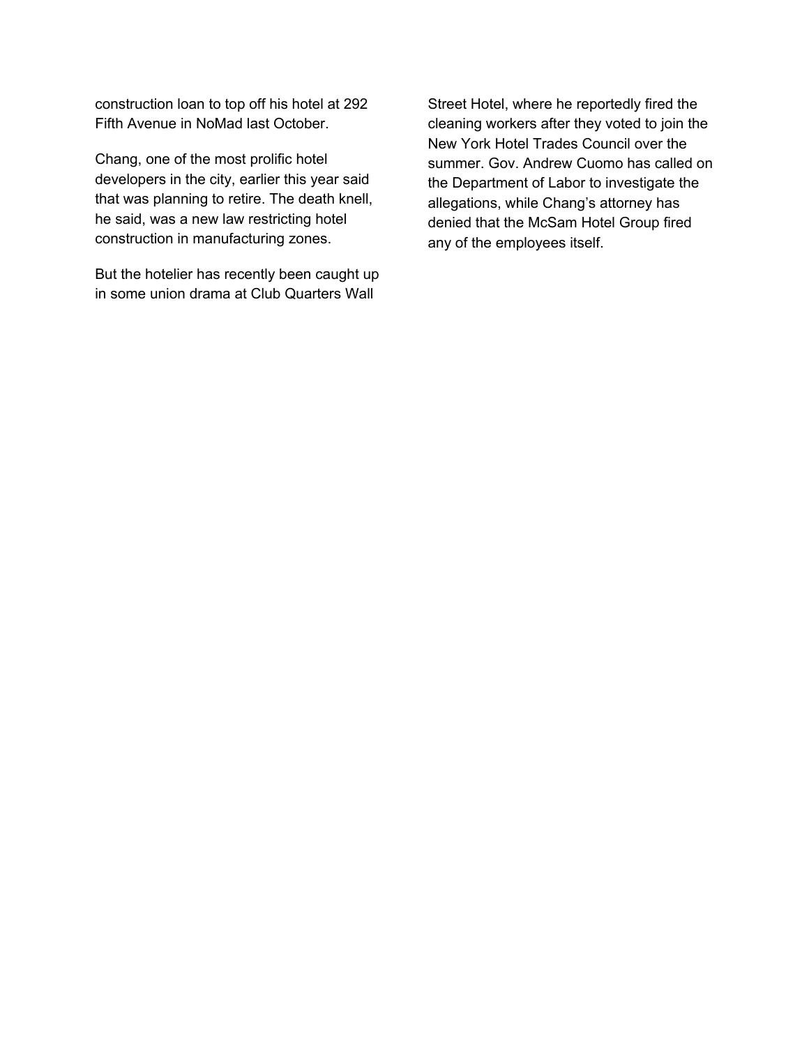construction loan to top off his hotel at 292 Fifth Avenue in NoMad last October.

Chang, one of the most prolific hotel developers in the city, earlier this year said that was planning to retire. The death knell, he said, was a new law restricting hotel construction in manufacturing zones.

But the hotelier has recently been caught up in some union drama at Club Quarters Wall Street Hotel, where he reportedly fired the cleaning workers after they voted to join the New York Hotel Trades Council over the summer. Gov. Andrew Cuomo has called on the Department of Labor to investigate the allegations, while Chang's attorney has denied that the McSam Hotel Group fired any of the employees itself.